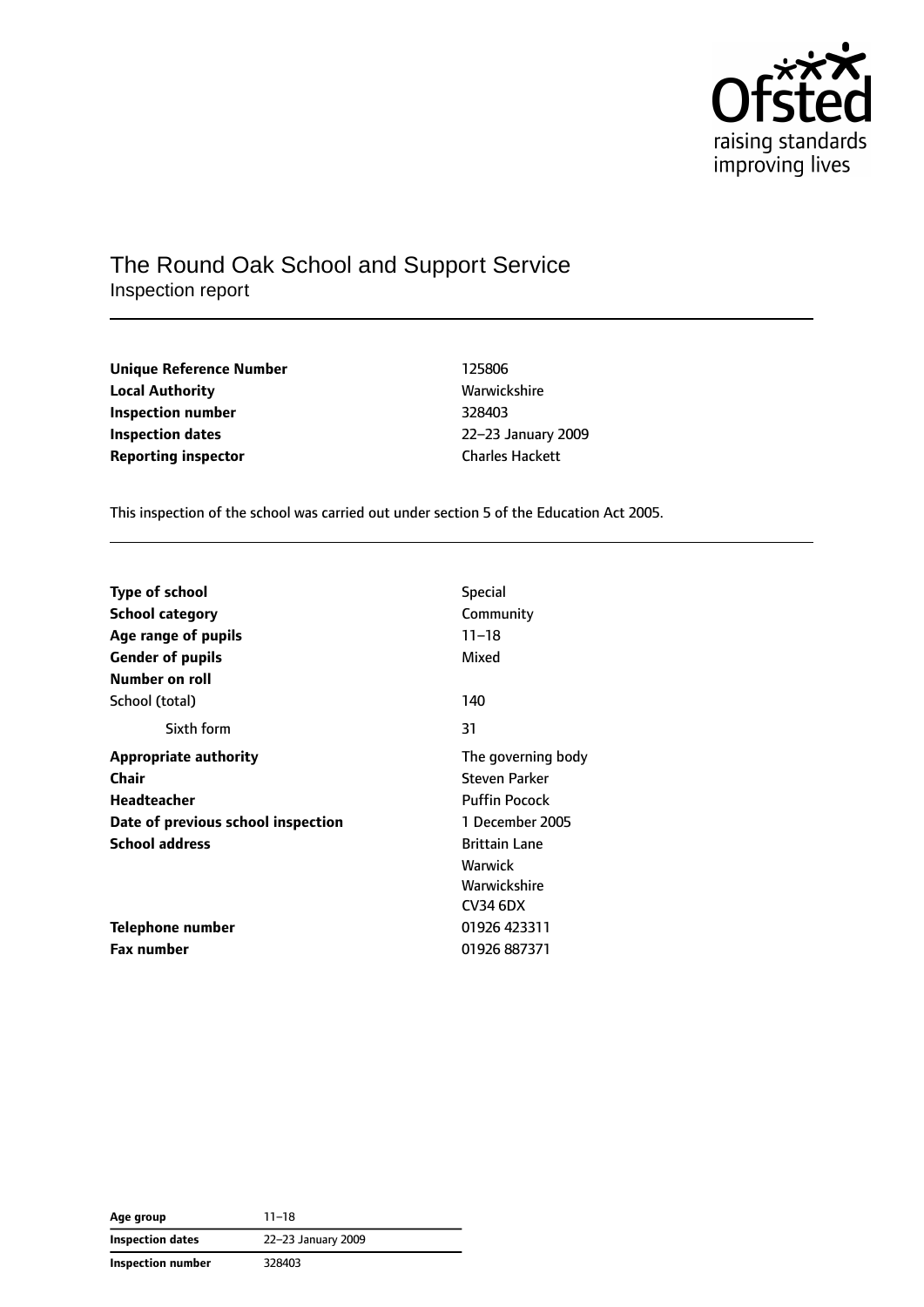# The Round Oak School and Support Service

Inspection report

| | |
|---|---|
| **Unique Reference Number** | 125806 |
| **Local Authority** | Warwickshire |
| **Inspection number** | 328403 |
| **Inspection dates** | 22–23 January 2009 |
| **Reporting inspector** | Charles Hackett |

This inspection of the school was carried out under section 5 of the Education Act 2005.

| | |
|---|---|
| **Type of school** | Special |
| **School category** | Community |
| **Age range of pupils** | 11–18 |
| **Gender of pupils** | Mixed |
| **Number on roll** | |
| School (total) | 140 |
| Sixth form | 31 |
| **Appropriate authority** | The governing body |
| **Chair** | Steven Parker |
| **Headteacher** | Puffin Pocock |
| **Date of previous school inspection** | 1 December 2005 |
| **School address** | Brittain Lane<br>Warwick<br>Warwickshire<br>CV34 6DX |
| **Telephone number** | 01926 423311 |
| **Fax number** | 01926 887371 |

| | |
|---|---|
| **Age group** | 11–18 |
| **Inspection dates** | 22–23 January 2009 |
| **Inspection number** | 328403 |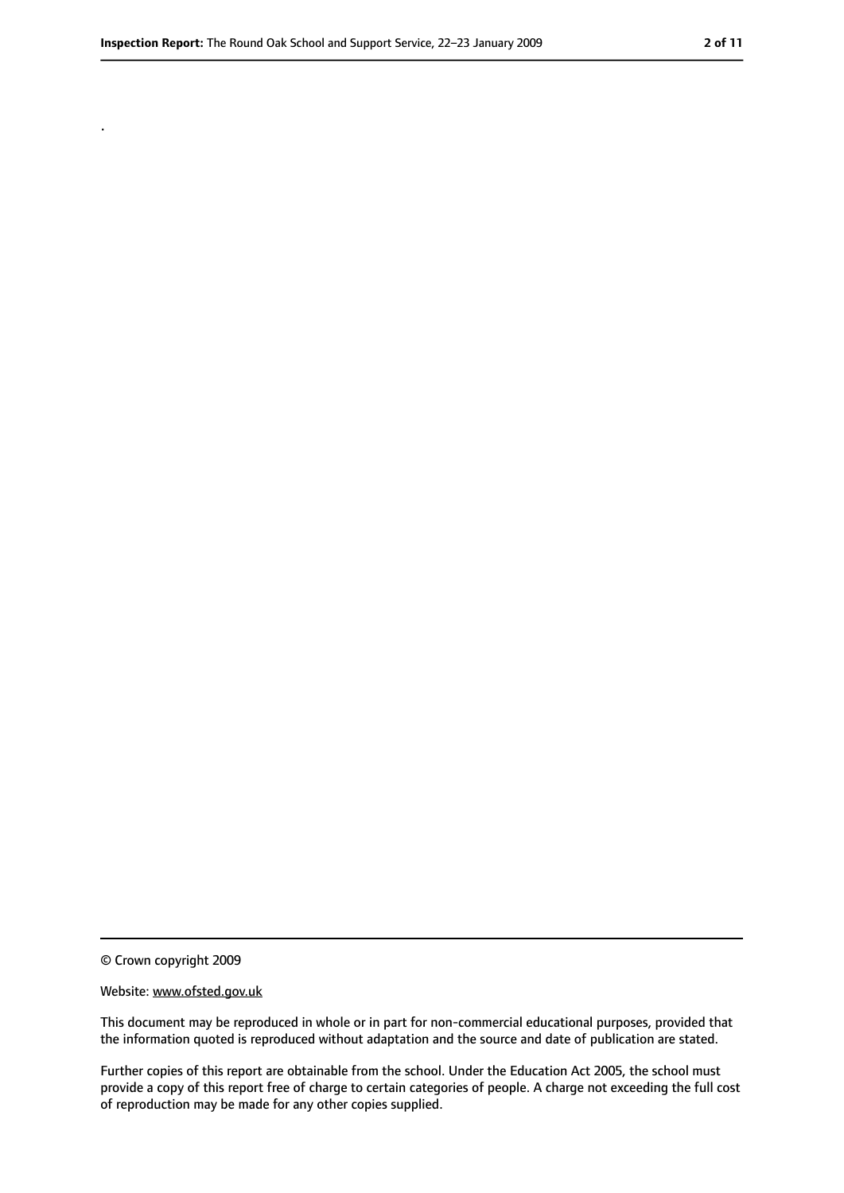.

© Crown copyright 2009

Website: www.ofsted.gov.uk

This document may be reproduced in whole or in part for non-commercial educational purposes, provided that the information quoted is reproduced without adaptation and the source and date of publication are stated.

Further copies of this report are obtainable from the school. Under the Education Act 2005, the school must provide a copy of this report free of charge to certain categories of people. A charge not exceeding the full cost of reproduction may be made for any other copies supplied.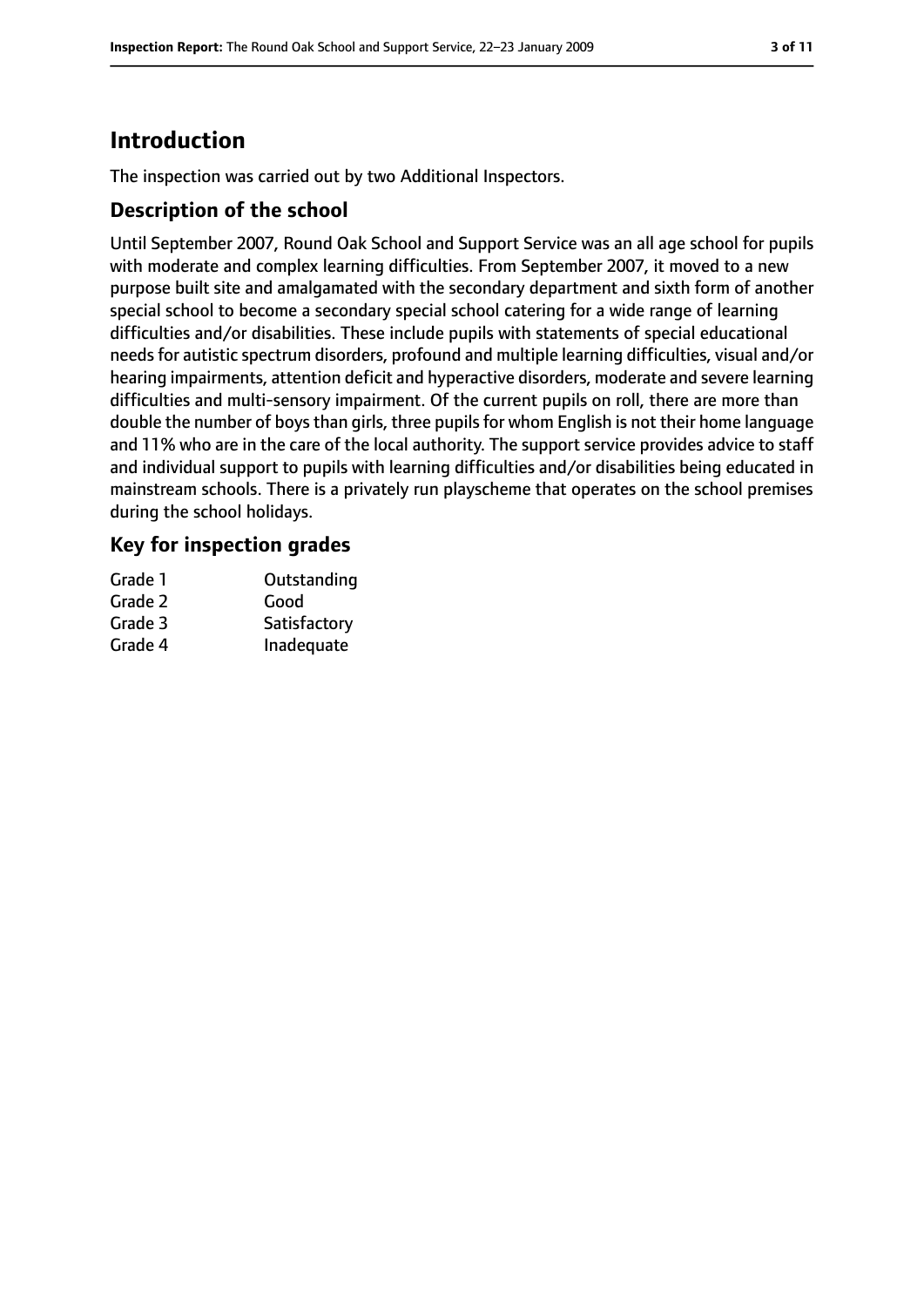# Introduction

The inspection was carried out by two Additional Inspectors.

## Description of the school

Until September 2007, Round Oak School and Support Service was an all age school for pupils with moderate and complex learning difficulties. From September 2007, it moved to a new purpose built site and amalgamated with the secondary department and sixth form of another special school to become a secondary special school catering for a wide range of learning difficulties and/or disabilities. These include pupils with statements of special educational needs for autistic spectrum disorders, profound and multiple learning difficulties, visual and/or hearing impairments, attention deficit and hyperactive disorders, moderate and severe learning difficulties and multi-sensory impairment. Of the current pupils on roll, there are more than double the number of boys than girls, three pupils for whom English is not their home language and 11% who are in the care of the local authority. The support service provides advice to staff and individual support to pupils with learning difficulties and/or disabilities being educated in mainstream schools. There is a privately run playscheme that operates on the school premises during the school holidays.

## Key for inspection grades

| | |
|---|---|
| Grade 1 | Outstanding |
| Grade 2 | Good |
| Grade 3 | Satisfactory |
| Grade 4 | Inadequate |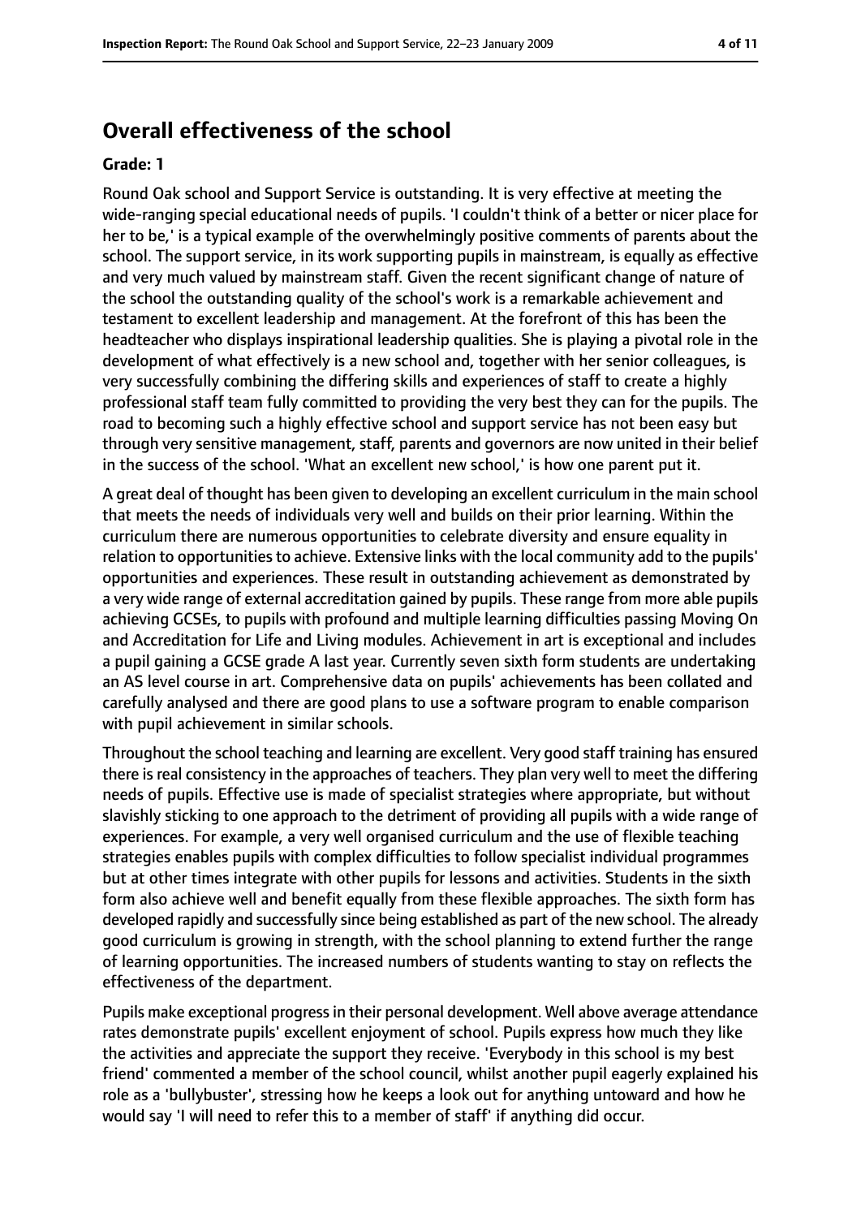## Overall effectiveness of the school

**Grade: 1**

Round Oak school and Support Service is outstanding. It is very effective at meeting the wide-ranging special educational needs of pupils. 'I couldn't think of a better or nicer place for her to be,' is a typical example of the overwhelmingly positive comments of parents about the school. The support service, in its work supporting pupils in mainstream, is equally as effective and very much valued by mainstream staff. Given the recent significant change of nature of the school the outstanding quality of the school's work is a remarkable achievement and testament to excellent leadership and management. At the forefront of this has been the headteacher who displays inspirational leadership qualities. She is playing a pivotal role in the development of what effectively is a new school and, together with her senior colleagues, is very successfully combining the differing skills and experiences of staff to create a highly professional staff team fully committed to providing the very best they can for the pupils. The road to becoming such a highly effective school and support service has not been easy but through very sensitive management, staff, parents and governors are now united in their belief in the success of the school. 'What an excellent new school,' is how one parent put it.

A great deal of thought has been given to developing an excellent curriculum in the main school that meets the needs of individuals very well and builds on their prior learning. Within the curriculum there are numerous opportunities to celebrate diversity and ensure equality in relation to opportunities to achieve. Extensive links with the local community add to the pupils' opportunities and experiences. These result in outstanding achievement as demonstrated by a very wide range of external accreditation gained by pupils. These range from more able pupils achieving GCSEs, to pupils with profound and multiple learning difficulties passing Moving On and Accreditation for Life and Living modules. Achievement in art is exceptional and includes a pupil gaining a GCSE grade A last year. Currently seven sixth form students are undertaking an AS level course in art. Comprehensive data on pupils' achievements has been collated and carefully analysed and there are good plans to use a software program to enable comparison with pupil achievement in similar schools.

Throughout the school teaching and learning are excellent. Very good staff training has ensured there is real consistency in the approaches of teachers. They plan very well to meet the differing needs of pupils. Effective use is made of specialist strategies where appropriate, but without slavishly sticking to one approach to the detriment of providing all pupils with a wide range of experiences. For example, a very well organised curriculum and the use of flexible teaching strategies enables pupils with complex difficulties to follow specialist individual programmes but at other times integrate with other pupils for lessons and activities. Students in the sixth form also achieve well and benefit equally from these flexible approaches. The sixth form has developed rapidly and successfully since being established as part of the new school. The already good curriculum is growing in strength, with the school planning to extend further the range of learning opportunities. The increased numbers of students wanting to stay on reflects the effectiveness of the department.

Pupils make exceptional progress in their personal development. Well above average attendance rates demonstrate pupils' excellent enjoyment of school. Pupils express how much they like the activities and appreciate the support they receive. 'Everybody in this school is my best friend' commented a member of the school council, whilst another pupil eagerly explained his role as a 'bullybuster', stressing how he keeps a look out for anything untoward and how he would say 'I will need to refer this to a member of staff' if anything did occur.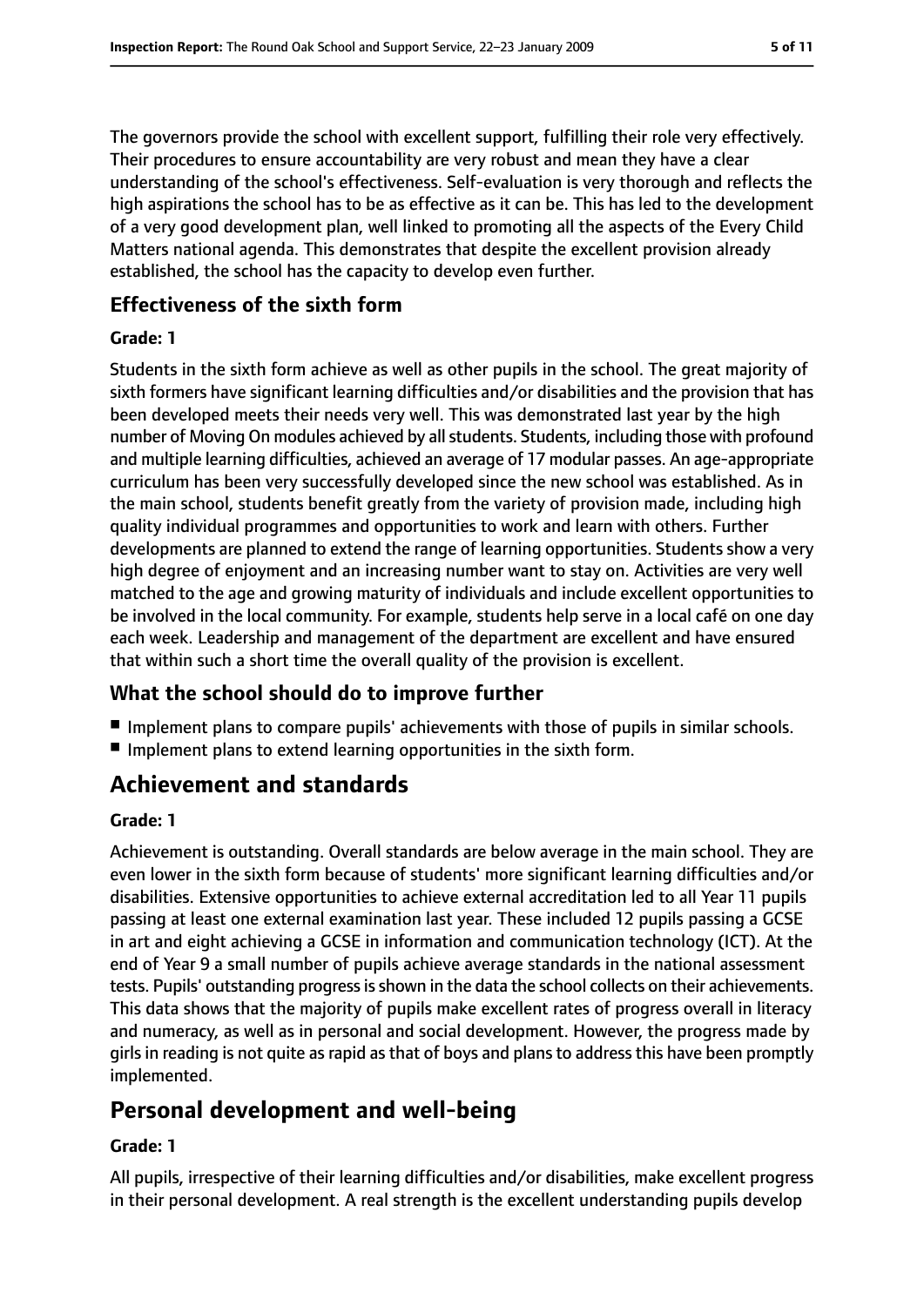The governors provide the school with excellent support, fulfilling their role very effectively. Their procedures to ensure accountability are very robust and mean they have a clear understanding of the school's effectiveness. Self-evaluation is very thorough and reflects the high aspirations the school has to be as effective as it can be. This has led to the development of a very good development plan, well linked to promoting all the aspects of the Every Child Matters national agenda. This demonstrates that despite the excellent provision already established, the school has the capacity to develop even further.

### Effectiveness of the sixth form

#### Grade: 1

Students in the sixth form achieve as well as other pupils in the school. The great majority of sixth formers have significant learning difficulties and/or disabilities and the provision that has been developed meets their needs very well. This was demonstrated last year by the high number of Moving On modules achieved by all students. Students, including those with profound and multiple learning difficulties, achieved an average of 17 modular passes. An age-appropriate curriculum has been very successfully developed since the new school was established. As in the main school, students benefit greatly from the variety of provision made, including high quality individual programmes and opportunities to work and learn with others. Further developments are planned to extend the range of learning opportunities. Students show a very high degree of enjoyment and an increasing number want to stay on. Activities are very well matched to the age and growing maturity of individuals and include excellent opportunities to be involved in the local community. For example, students help serve in a local café on one day each week. Leadership and management of the department are excellent and have ensured that within such a short time the overall quality of the provision is excellent.

### What the school should do to improve further

- Implement plans to compare pupils' achievements with those of pupils in similar schools.
- Implement plans to extend learning opportunities in the sixth form.

## Achievement and standards

#### Grade: 1

Achievement is outstanding. Overall standards are below average in the main school. They are even lower in the sixth form because of students' more significant learning difficulties and/or disabilities. Extensive opportunities to achieve external accreditation led to all Year 11 pupils passing at least one external examination last year. These included 12 pupils passing a GCSE in art and eight achieving a GCSE in information and communication technology (ICT). At the end of Year 9 a small number of pupils achieve average standards in the national assessment tests. Pupils' outstanding progress is shown in the data the school collects on their achievements. This data shows that the majority of pupils make excellent rates of progress overall in literacy and numeracy, as well as in personal and social development. However, the progress made by girls in reading is not quite as rapid as that of boys and plans to address this have been promptly implemented.

## Personal development and well-being

#### Grade: 1

All pupils, irrespective of their learning difficulties and/or disabilities, make excellent progress in their personal development. A real strength is the excellent understanding pupils develop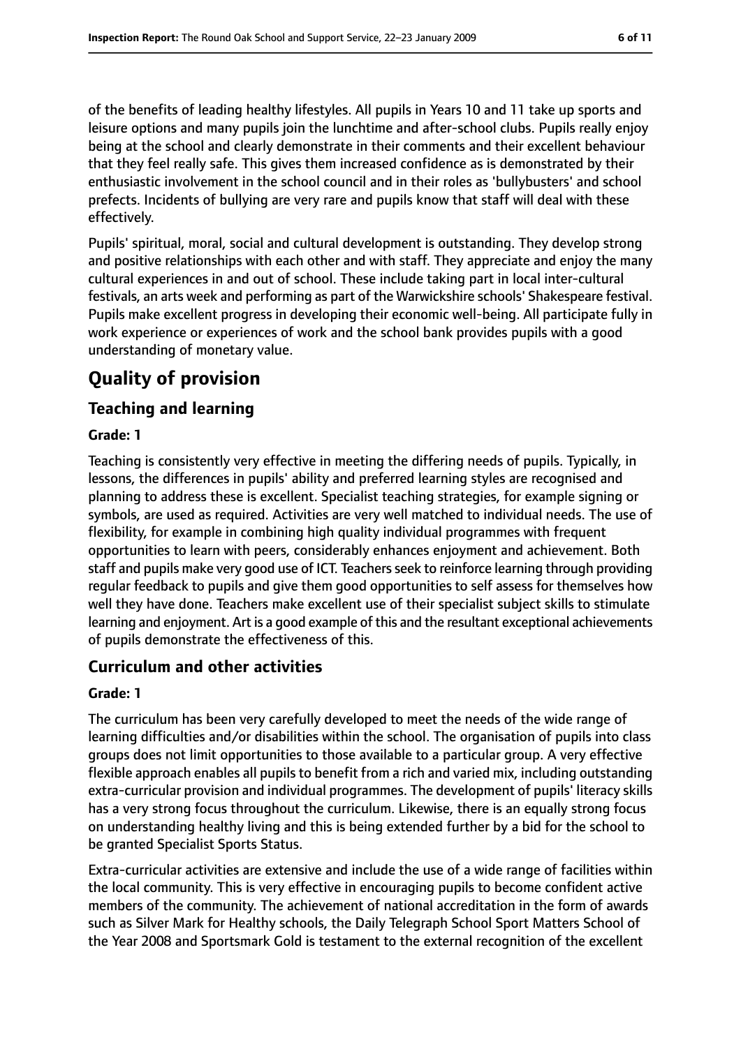of the benefits of leading healthy lifestyles. All pupils in Years 10 and 11 take up sports and leisure options and many pupils join the lunchtime and after-school clubs. Pupils really enjoy being at the school and clearly demonstrate in their comments and their excellent behaviour that they feel really safe. This gives them increased confidence as is demonstrated by their enthusiastic involvement in the school council and in their roles as 'bullybusters' and school prefects. Incidents of bullying are very rare and pupils know that staff will deal with these effectively.

Pupils' spiritual, moral, social and cultural development is outstanding. They develop strong and positive relationships with each other and with staff. They appreciate and enjoy the many cultural experiences in and out of school. These include taking part in local inter-cultural festivals, an arts week and performing as part of the Warwickshire schools' Shakespeare festival. Pupils make excellent progress in developing their economic well-being. All participate fully in work experience or experiences of work and the school bank provides pupils with a good understanding of monetary value.

# Quality of provision

## Teaching and learning

**Grade: 1**

Teaching is consistently very effective in meeting the differing needs of pupils. Typically, in lessons, the differences in pupils' ability and preferred learning styles are recognised and planning to address these is excellent. Specialist teaching strategies, for example signing or symbols, are used as required. Activities are very well matched to individual needs. The use of flexibility, for example in combining high quality individual programmes with frequent opportunities to learn with peers, considerably enhances enjoyment and achievement. Both staff and pupils make very good use of ICT. Teachers seek to reinforce learning through providing regular feedback to pupils and give them good opportunities to self assess for themselves how well they have done. Teachers make excellent use of their specialist subject skills to stimulate learning and enjoyment. Art is a good example of this and the resultant exceptional achievements of pupils demonstrate the effectiveness of this.

## Curriculum and other activities

**Grade: 1**

The curriculum has been very carefully developed to meet the needs of the wide range of learning difficulties and/or disabilities within the school. The organisation of pupils into class groups does not limit opportunities to those available to a particular group. A very effective flexible approach enables all pupils to benefit from a rich and varied mix, including outstanding extra-curricular provision and individual programmes. The development of pupils' literacy skills has a very strong focus throughout the curriculum. Likewise, there is an equally strong focus on understanding healthy living and this is being extended further by a bid for the school to be granted Specialist Sports Status.

Extra-curricular activities are extensive and include the use of a wide range of facilities within the local community. This is very effective in encouraging pupils to become confident active members of the community. The achievement of national accreditation in the form of awards such as Silver Mark for Healthy schools, the Daily Telegraph School Sport Matters School of the Year 2008 and Sportsmark Gold is testament to the external recognition of the excellent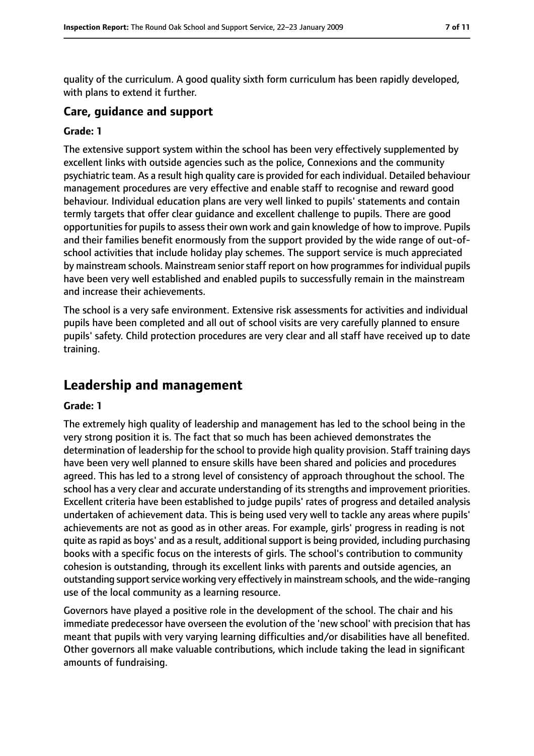quality of the curriculum. A good quality sixth form curriculum has been rapidly developed, with plans to extend it further.

### Care, guidance and support

#### Grade: 1

The extensive support system within the school has been very effectively supplemented by excellent links with outside agencies such as the police, Connexions and the community psychiatric team. As a result high quality care is provided for each individual. Detailed behaviour management procedures are very effective and enable staff to recognise and reward good behaviour. Individual education plans are very well linked to pupils' statements and contain termly targets that offer clear guidance and excellent challenge to pupils. There are good opportunities for pupils to assess their own work and gain knowledge of how to improve. Pupils and their families benefit enormously from the support provided by the wide range of out-of-school activities that include holiday play schemes. The support service is much appreciated by mainstream schools. Mainstream senior staff report on how programmes for individual pupils have been very well established and enabled pupils to successfully remain in the mainstream and increase their achievements.

The school is a very safe environment. Extensive risk assessments for activities and individual pupils have been completed and all out of school visits are very carefully planned to ensure pupils' safety. Child protection procedures are very clear and all staff have received up to date training.

## Leadership and management

#### Grade: 1

The extremely high quality of leadership and management has led to the school being in the very strong position it is. The fact that so much has been achieved demonstrates the determination of leadership for the school to provide high quality provision. Staff training days have been very well planned to ensure skills have been shared and policies and procedures agreed. This has led to a strong level of consistency of approach throughout the school. The school has a very clear and accurate understanding of its strengths and improvement priorities. Excellent criteria have been established to judge pupils' rates of progress and detailed analysis undertaken of achievement data. This is being used very well to tackle any areas where pupils' achievements are not as good as in other areas. For example, girls' progress in reading is not quite as rapid as boys' and as a result, additional support is being provided, including purchasing books with a specific focus on the interests of girls. The school's contribution to community cohesion is outstanding, through its excellent links with parents and outside agencies, an outstanding support service working very effectively in mainstream schools, and the wide-ranging use of the local community as a learning resource.

Governors have played a positive role in the development of the school. The chair and his immediate predecessor have overseen the evolution of the 'new school' with precision that has meant that pupils with very varying learning difficulties and/or disabilities have all benefited. Other governors all make valuable contributions, which include taking the lead in significant amounts of fundraising.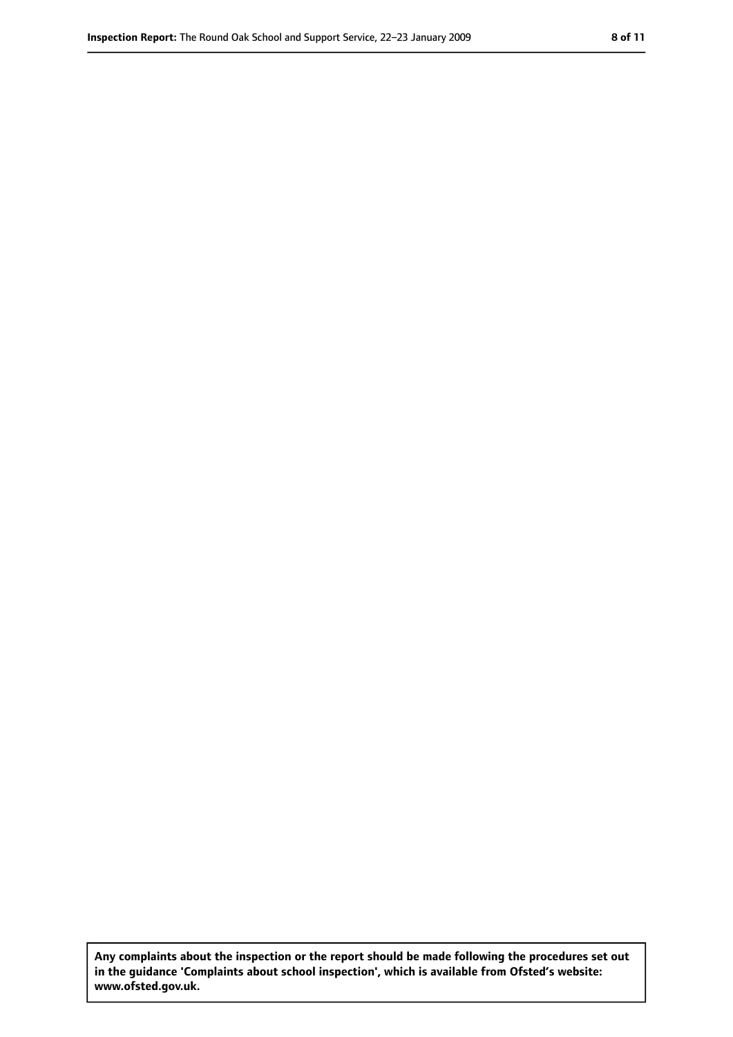**Any complaints about the inspection or the report should be made following the procedures set out in the guidance 'Complaints about school inspection', which is available from Ofsted's website: www.ofsted.gov.uk.**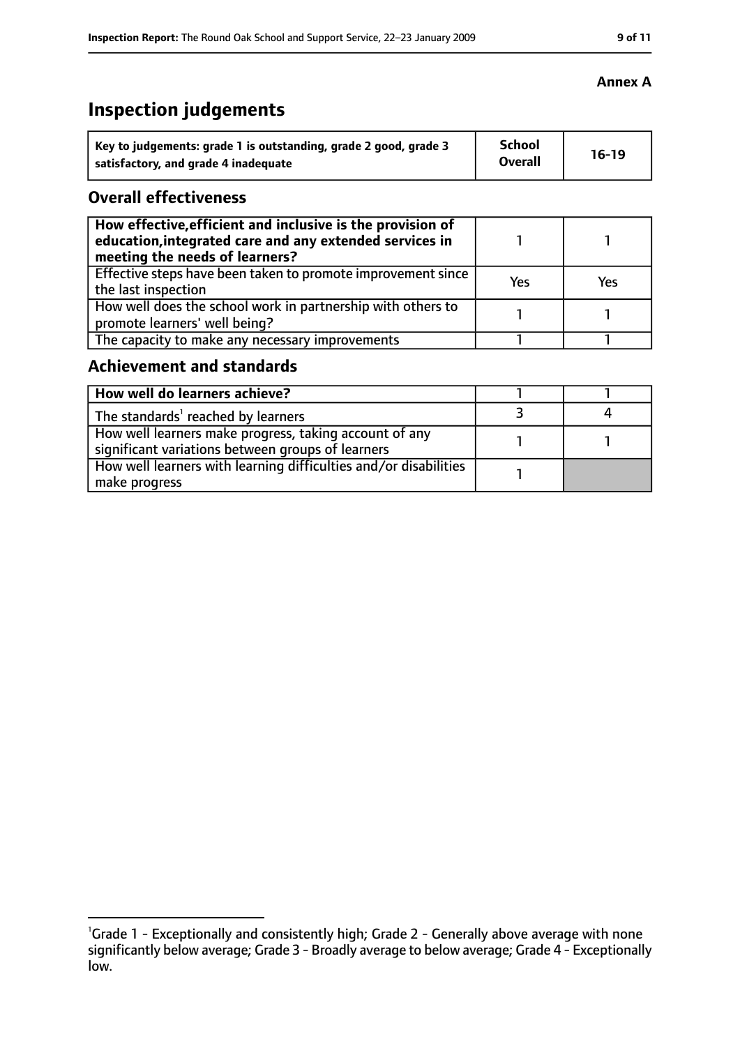**Annex A**

# Inspection judgements

| Key to judgements: grade 1 is outstanding, grade 2 good, grade 3 satisfactory, and grade 4 inadequate | School Overall | 16-19 |
|---|---|---|

## Overall effectiveness

| | | |
|---|---|---|
| **How effective, efficient and inclusive is the provision of education, integrated care and any extended services in meeting the needs of learners?** | 1 | 1 |
| Effective steps have been taken to promote improvement since the last inspection | Yes | Yes |
| How well does the school work in partnership with others to promote learners' well being? | 1 | 1 |
| The capacity to make any necessary improvements | 1 | 1 |

## Achievement and standards

| | | |
|---|---|---|
| **How well do learners achieve?** | 1 | 1 |
| The standards[1] reached by learners | 3 | 4 |
| How well learners make progress, taking account of any significant variations between groups of learners | 1 | 1 |
| How well learners with learning difficulties and/or disabilities make progress | 1 | |

[1]Grade 1 - Exceptionally and consistently high; Grade 2 - Generally above average with none significantly below average; Grade 3 - Broadly average to below average; Grade 4 - Exceptionally low.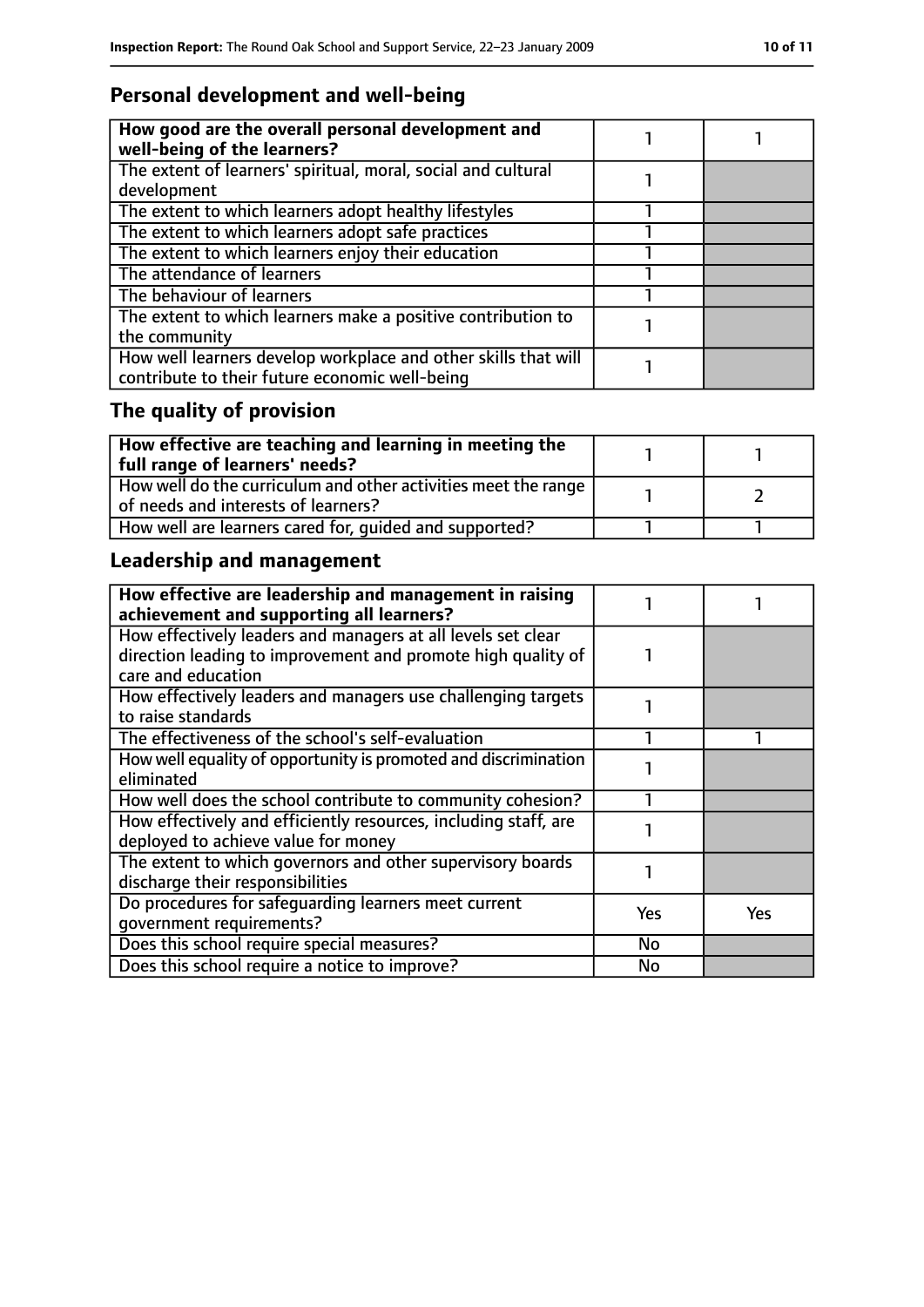## Personal development and well-being

| **How good are the overall personal development and well-being of the learners?** | 1 | 1 |
|---|---|---|
| The extent of learners' spiritual, moral, social and cultural development | 1 | |
| The extent to which learners adopt healthy lifestyles | 1 | |
| The extent to which learners adopt safe practices | 1 | |
| The extent to which learners enjoy their education | 1 | |
| The attendance of learners | 1 | |
| The behaviour of learners | 1 | |
| The extent to which learners make a positive contribution to the community | 1 | |
| How well learners develop workplace and other skills that will contribute to their future economic well-being | 1 | |

## The quality of provision

| **How effective are teaching and learning in meeting the full range of learners' needs?** | 1 | 1 |
|---|---|---|
| How well do the curriculum and other activities meet the range of needs and interests of learners? | 1 | 2 |
| How well are learners cared for, guided and supported? | 1 | 1 |

## Leadership and management

| **How effective are leadership and management in raising achievement and supporting all learners?** | 1 | 1 |
|---|---|---|
| How effectively leaders and managers at all levels set clear direction leading to improvement and promote high quality of care and education | 1 | |
| How effectively leaders and managers use challenging targets to raise standards | 1 | |
| The effectiveness of the school's self-evaluation | 1 | 1 |
| How well equality of opportunity is promoted and discrimination eliminated | 1 | |
| How well does the school contribute to community cohesion? | 1 | |
| How effectively and efficiently resources, including staff, are deployed to achieve value for money | 1 | |
| The extent to which governors and other supervisory boards discharge their responsibilities | 1 | |
| Do procedures for safeguarding learners meet current government requirements? | Yes | Yes |
| Does this school require special measures? | No | |
| Does this school require a notice to improve? | No | |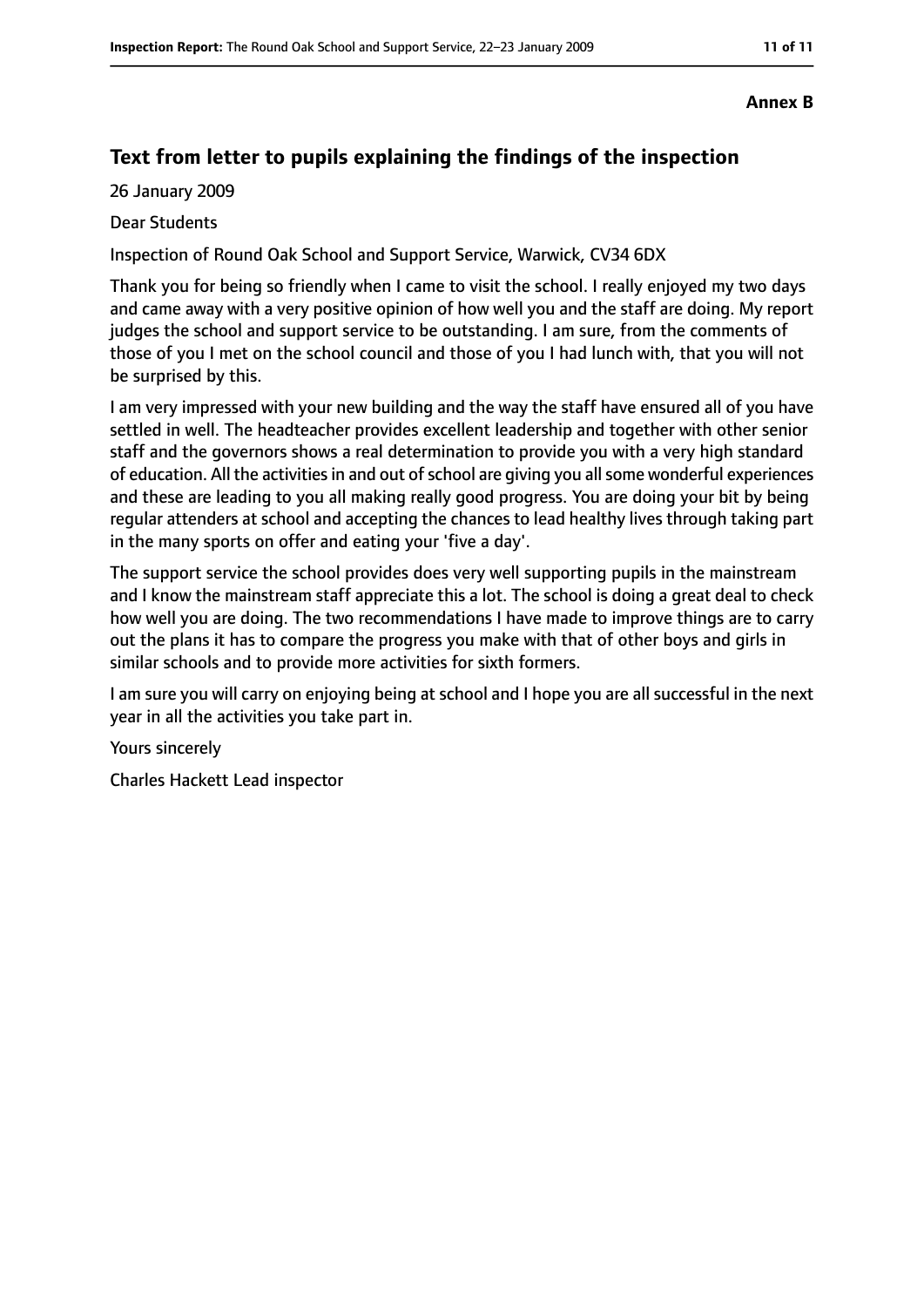**Annex B**

## Text from letter to pupils explaining the findings of the inspection

26 January 2009

Dear Students

Inspection of Round Oak School and Support Service, Warwick, CV34 6DX

Thank you for being so friendly when I came to visit the school. I really enjoyed my two days and came away with a very positive opinion of how well you and the staff are doing. My report judges the school and support service to be outstanding. I am sure, from the comments of those of you I met on the school council and those of you I had lunch with, that you will not be surprised by this.

I am very impressed with your new building and the way the staff have ensured all of you have settled in well. The headteacher provides excellent leadership and together with other senior staff and the governors shows a real determination to provide you with a very high standard of education. All the activities in and out of school are giving you all some wonderful experiences and these are leading to you all making really good progress. You are doing your bit by being regular attenders at school and accepting the chances to lead healthy lives through taking part in the many sports on offer and eating your 'five a day'.

The support service the school provides does very well supporting pupils in the mainstream and I know the mainstream staff appreciate this a lot. The school is doing a great deal to check how well you are doing. The two recommendations I have made to improve things are to carry out the plans it has to compare the progress you make with that of other boys and girls in similar schools and to provide more activities for sixth formers.

I am sure you will carry on enjoying being at school and I hope you are all successful in the next year in all the activities you take part in.

Yours sincerely

Charles Hackett Lead inspector